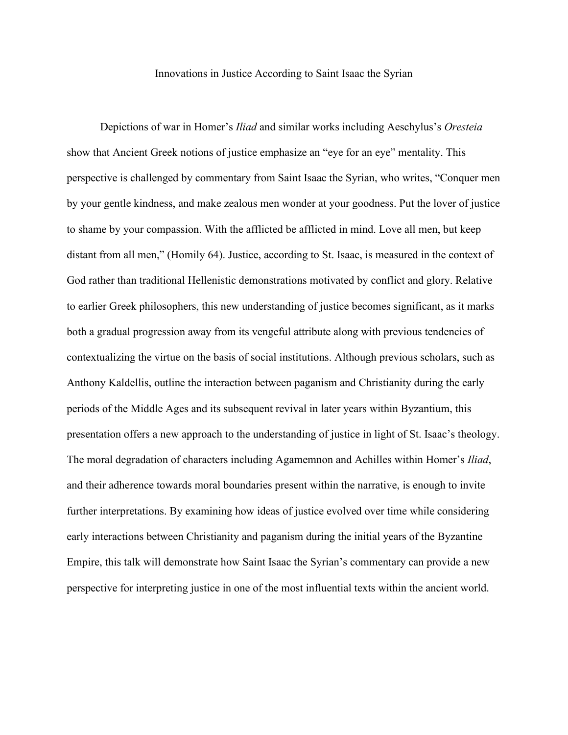# Innovations in Justice According to Saint Isaac the Syrian

Depictions of war in Homer's *Iliad* and similar works including Aeschylus's *Oresteia* show that Ancient Greek notions of justice emphasize an "eye for an eye" mentality. This perspective is challenged by commentary from Saint Isaac the Syrian, who writes, "Conquer men by your gentle kindness, and make zealous men wonder at your goodness. Put the lover of justice to shame by your compassion. With the afflicted be afflicted in mind. Love all men, but keep distant from all men," (Homily 64). Justice, according to St. Isaac, is measured in the context of God rather than traditional Hellenistic demonstrations motivated by conflict and glory. Relative to earlier Greek philosophers, this new understanding of justice becomes significant, as it marks both a gradual progression away from its vengeful attribute along with previous tendencies of contextualizing the virtue on the basis of social institutions. Although previous scholars, such as Anthony Kaldellis, outline the interaction between paganism and Christianity during the early periods of the Middle Ages and its subsequent revival in later years within Byzantium, this presentation offers a new approach to the understanding of justice in light of St. Isaac's theology. The moral degradation of characters including Agamemnon and Achilles within Homer's *Iliad*, and their adherence towards moral boundaries present within the narrative, is enough to invite further interpretations. By examining how ideas of justice evolved over time while considering early interactions between Christianity and paganism during the initial years of the Byzantine Empire, this talk will demonstrate how Saint Isaac the Syrian's commentary can provide a new perspective for interpreting justice in one of the most influential texts within the ancient world.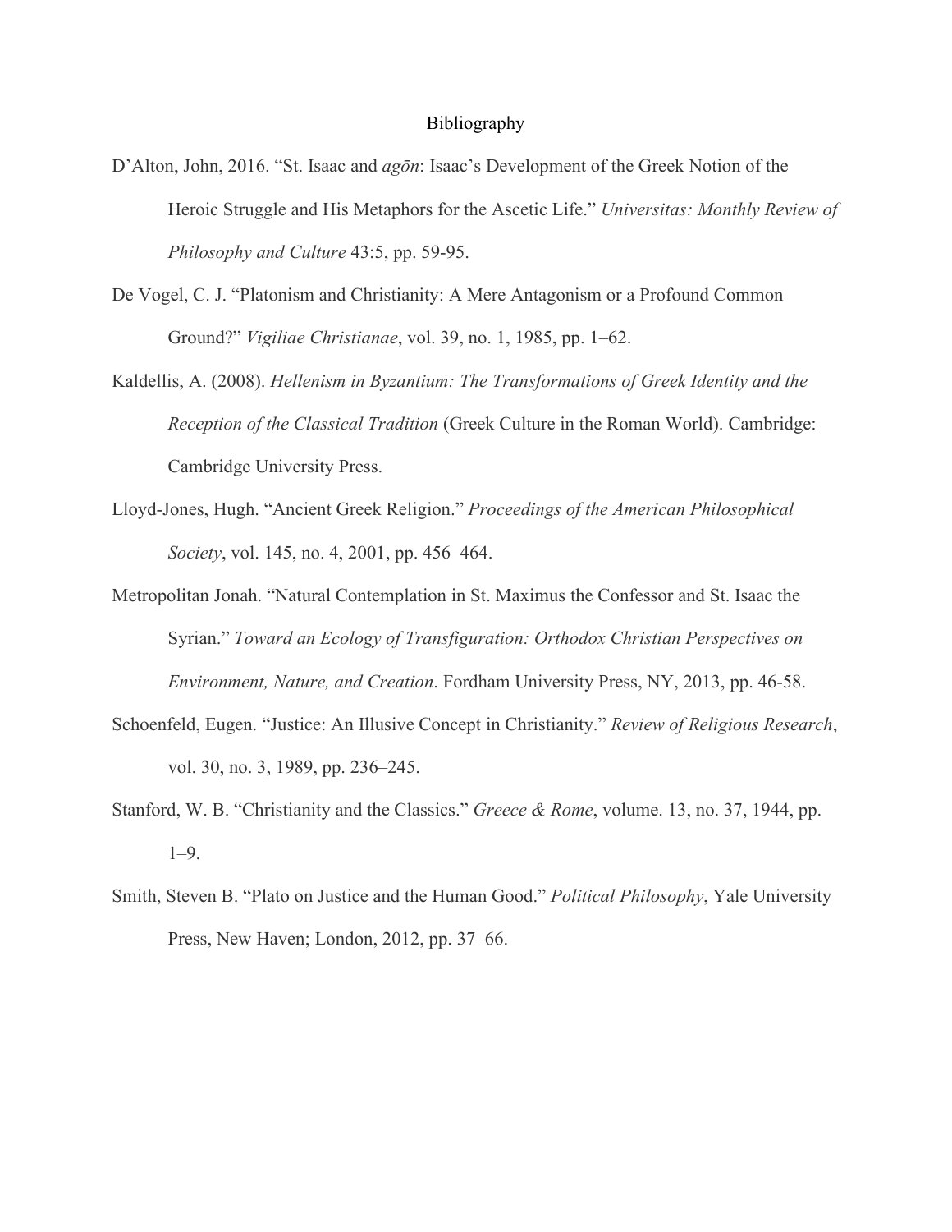# Bibliography

D'Alton, John, 2016. "St. Isaac and *agōn*: Isaac's Development of the Greek Notion of the Heroic Struggle and His Metaphors for the Ascetic Life." *Universitas: Monthly Review of Philosophy and Culture* 43:5, pp. 59-95.

De Vogel, C. J. "Platonism and Christianity: A Mere Antagonism or a Profound Common Ground?" *Vigiliae Christianae*, vol. 39, no. 1, 1985, pp. 1–62.

Kaldellis, A. (2008). *Hellenism in Byzantium: The Transformations of Greek Identity and the Reception of the Classical Tradition* (Greek Culture in the Roman World). Cambridge: Cambridge University Press.

Lloyd-Jones, Hugh. "Ancient Greek Religion." *Proceedings of the American Philosophical Society*, vol. 145, no. 4, 2001, pp. 456–464.

Metropolitan Jonah. "Natural Contemplation in St. Maximus the Confessor and St. Isaac the Syrian." *Toward an Ecology of Transfiguration: Orthodox Christian Perspectives on Environment, Nature, and Creation*. Fordham University Press, NY, 2013, pp. 46-58.

Schoenfeld, Eugen. "Justice: An Illusive Concept in Christianity." *Review of Religious Research*, vol. 30, no. 3, 1989, pp. 236–245.

Stanford, W. B. "Christianity and the Classics." *Greece & Rome*, volume. 13, no. 37, 1944, pp. 1–9.

Smith, Steven B. "Plato on Justice and the Human Good." *Political Philosophy*, Yale University Press, New Haven; London, 2012, pp. 37–66.